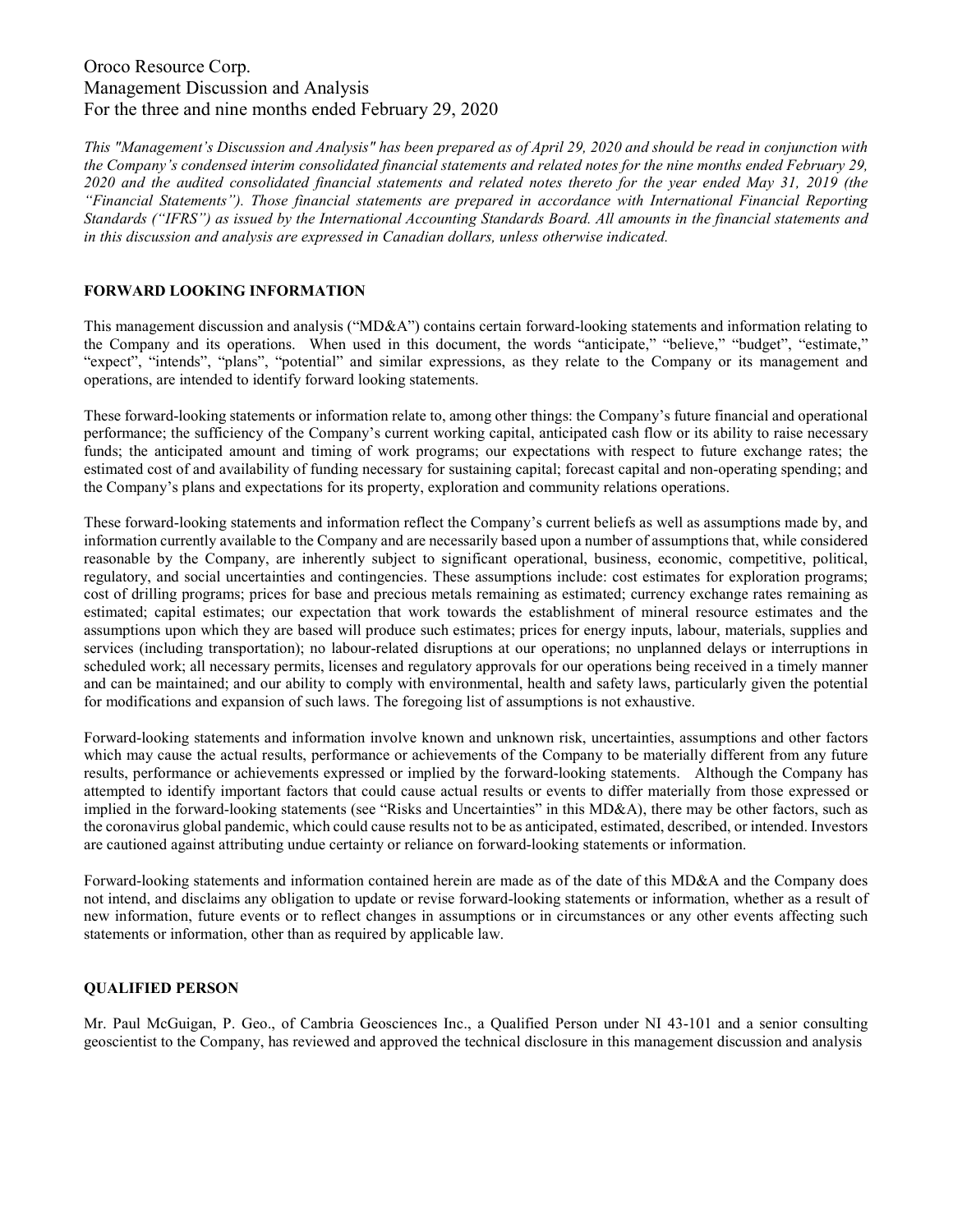# Oroco Resource Corp.
## Management Discussion and Analysis
## For the three and nine months ended February 29, 2020

*This "Management's Discussion and Analysis" has been prepared as of April 29, 2020 and should be read in conjunction with the Company's condensed interim consolidated financial statements and related notes for the nine months ended February 29, 2020 and the audited consolidated financial statements and related notes thereto for the year ended May 31, 2019 (the "Financial Statements"). Those financial statements are prepared in accordance with International Financial Reporting Standards ("IFRS") as issued by the International Accounting Standards Board. All amounts in the financial statements and in this discussion and analysis are expressed in Canadian dollars, unless otherwise indicated.*

### FORWARD LOOKING INFORMATION

This management discussion and analysis ("MD&A") contains certain forward-looking statements and information relating to the Company and its operations. When used in this document, the words "anticipate," "believe," "budget", "estimate," "expect", "intends", "plans", "potential" and similar expressions, as they relate to the Company or its management and operations, are intended to identify forward looking statements.

These forward-looking statements or information relate to, among other things: the Company's future financial and operational performance; the sufficiency of the Company's current working capital, anticipated cash flow or its ability to raise necessary funds; the anticipated amount and timing of work programs; our expectations with respect to future exchange rates; the estimated cost of and availability of funding necessary for sustaining capital; forecast capital and non-operating spending; and the Company's plans and expectations for its property, exploration and community relations operations.

These forward-looking statements and information reflect the Company's current beliefs as well as assumptions made by, and information currently available to the Company and are necessarily based upon a number of assumptions that, while considered reasonable by the Company, are inherently subject to significant operational, business, economic, competitive, political, regulatory, and social uncertainties and contingencies. These assumptions include: cost estimates for exploration programs; cost of drilling programs; prices for base and precious metals remaining as estimated; currency exchange rates remaining as estimated; capital estimates; our expectation that work towards the establishment of mineral resource estimates and the assumptions upon which they are based will produce such estimates; prices for energy inputs, labour, materials, supplies and services (including transportation); no labour-related disruptions at our operations; no unplanned delays or interruptions in scheduled work; all necessary permits, licenses and regulatory approvals for our operations being received in a timely manner and can be maintained; and our ability to comply with environmental, health and safety laws, particularly given the potential for modifications and expansion of such laws. The foregoing list of assumptions is not exhaustive.

Forward-looking statements and information involve known and unknown risk, uncertainties, assumptions and other factors which may cause the actual results, performance or achievements of the Company to be materially different from any future results, performance or achievements expressed or implied by the forward-looking statements. Although the Company has attempted to identify important factors that could cause actual results or events to differ materially from those expressed or implied in the forward-looking statements (see "Risks and Uncertainties" in this MD&A), there may be other factors, such as the coronavirus global pandemic, which could cause results not to be as anticipated, estimated, described, or intended. Investors are cautioned against attributing undue certainty or reliance on forward-looking statements or information.

Forward-looking statements and information contained herein are made as of the date of this MD&A and the Company does not intend, and disclaims any obligation to update or revise forward-looking statements or information, whether as a result of new information, future events or to reflect changes in assumptions or in circumstances or any other events affecting such statements or information, other than as required by applicable law.

### QUALIFIED PERSON

Mr. Paul McGuigan, P. Geo., of Cambria Geosciences Inc., a Qualified Person under NI 43-101 and a senior consulting geoscientist to the Company, has reviewed and approved the technical disclosure in this management discussion and analysis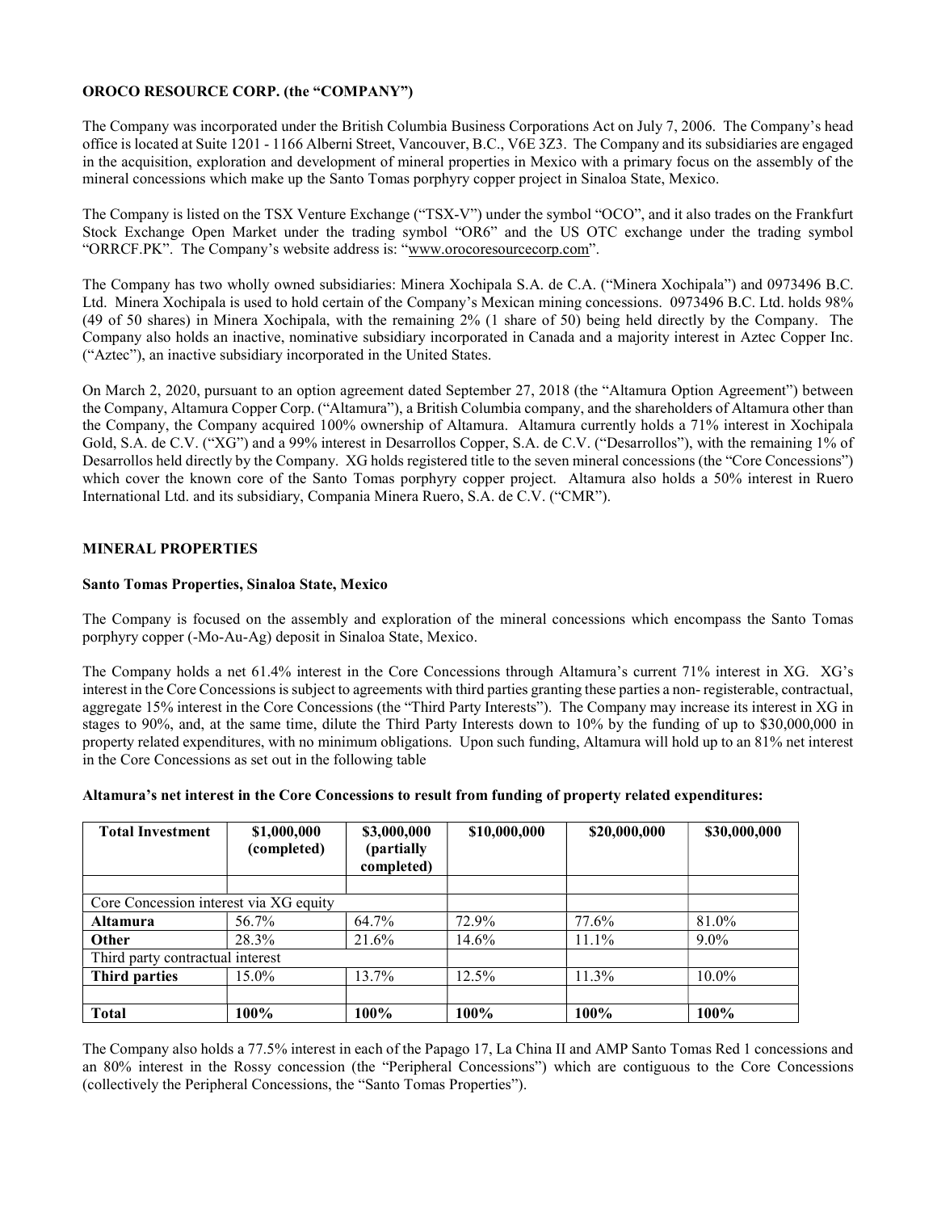## OROCO RESOURCE CORP. (the "COMPANY")

The Company was incorporated under the British Columbia Business Corporations Act on July 7, 2006. The Company's head office is located at Suite 1201 - 1166 Alberni Street, Vancouver, B.C., V6E 3Z3. The Company and its subsidiaries are engaged in the acquisition, exploration and development of mineral properties in Mexico with a primary focus on the assembly of the mineral concessions which make up the Santo Tomas porphyry copper project in Sinaloa State, Mexico.

The Company is listed on the TSX Venture Exchange ("TSX-V") under the symbol "OCO", and it also trades on the Frankfurt Stock Exchange Open Market under the trading symbol "OR6" and the US OTC exchange under the trading symbol "ORRCF.PK". The Company's website address is: "www.orocoresourcecorp.com".

The Company has two wholly owned subsidiaries: Minera Xochipala S.A. de C.A. ("Minera Xochipala") and 0973496 B.C. Ltd. Minera Xochipala is used to hold certain of the Company's Mexican mining concessions. 0973496 B.C. Ltd. holds 98% (49 of 50 shares) in Minera Xochipala, with the remaining 2% (1 share of 50) being held directly by the Company. The Company also holds an inactive, nominative subsidiary incorporated in Canada and a majority interest in Aztec Copper Inc. ("Aztec"), an inactive subsidiary incorporated in the United States.

On March 2, 2020, pursuant to an option agreement dated September 27, 2018 (the "Altamura Option Agreement") between the Company, Altamura Copper Corp. ("Altamura"), a British Columbia company, and the shareholders of Altamura other than the Company, the Company acquired 100% ownership of Altamura. Altamura currently holds a 71% interest in Xochipala Gold, S.A. de C.V. ("XG") and a 99% interest in Desarrollos Copper, S.A. de C.V. ("Desarrollos"), with the remaining 1% of Desarrollos held directly by the Company. XG holds registered title to the seven mineral concessions (the "Core Concessions") which cover the known core of the Santo Tomas porphyry copper project. Altamura also holds a 50% interest in Ruero International Ltd. and its subsidiary, Compania Minera Ruero, S.A. de C.V. ("CMR").

## MINERAL PROPERTIES

### Santo Tomas Properties, Sinaloa State, Mexico

The Company is focused on the assembly and exploration of the mineral concessions which encompass the Santo Tomas porphyry copper (-Mo-Au-Ag) deposit in Sinaloa State, Mexico.

The Company holds a net 61.4% interest in the Core Concessions through Altamura's current 71% interest in XG. XG's interest in the Core Concessions is subject to agreements with third parties granting these parties a non- registerable, contractual, aggregate 15% interest in the Core Concessions (the "Third Party Interests"). The Company may increase its interest in XG in stages to 90%, and, at the same time, dilute the Third Party Interests down to 10% by the funding of up to $30,000,000 in property related expenditures, with no minimum obligations. Upon such funding, Altamura will hold up to an 81% net interest in the Core Concessions as set out in the following table

**Altamura's net interest in the Core Concessions to result from funding of property related expenditures:**

| **Total Investment** | **$1,000,000 (completed)** | **$3,000,000 (partially completed)** | **$10,000,000** | **$20,000,000** | **$30,000,000** |
|---|---|---|---|---|---|
| | | | | | |
| Core Concession interest via XG equity | | | | | |
| **Altamura** | 56.7% | 64.7% | 72.9% | 77.6% | 81.0% |
| **Other** | 28.3% | 21.6% | 14.6% | 11.1% | 9.0% |
| Third party contractual interest | | | | | |
| **Third parties** | 15.0% | 13.7% | 12.5% | 11.3% | 10.0% |
| | | | | | |
| **Total** | **100%** | **100%** | **100%** | **100%** | **100%** |

The Company also holds a 77.5% interest in each of the Papago 17, La China II and AMP Santo Tomas Red 1 concessions and an 80% interest in the Rossy concession (the "Peripheral Concessions") which are contiguous to the Core Concessions (collectively the Peripheral Concessions, the "Santo Tomas Properties").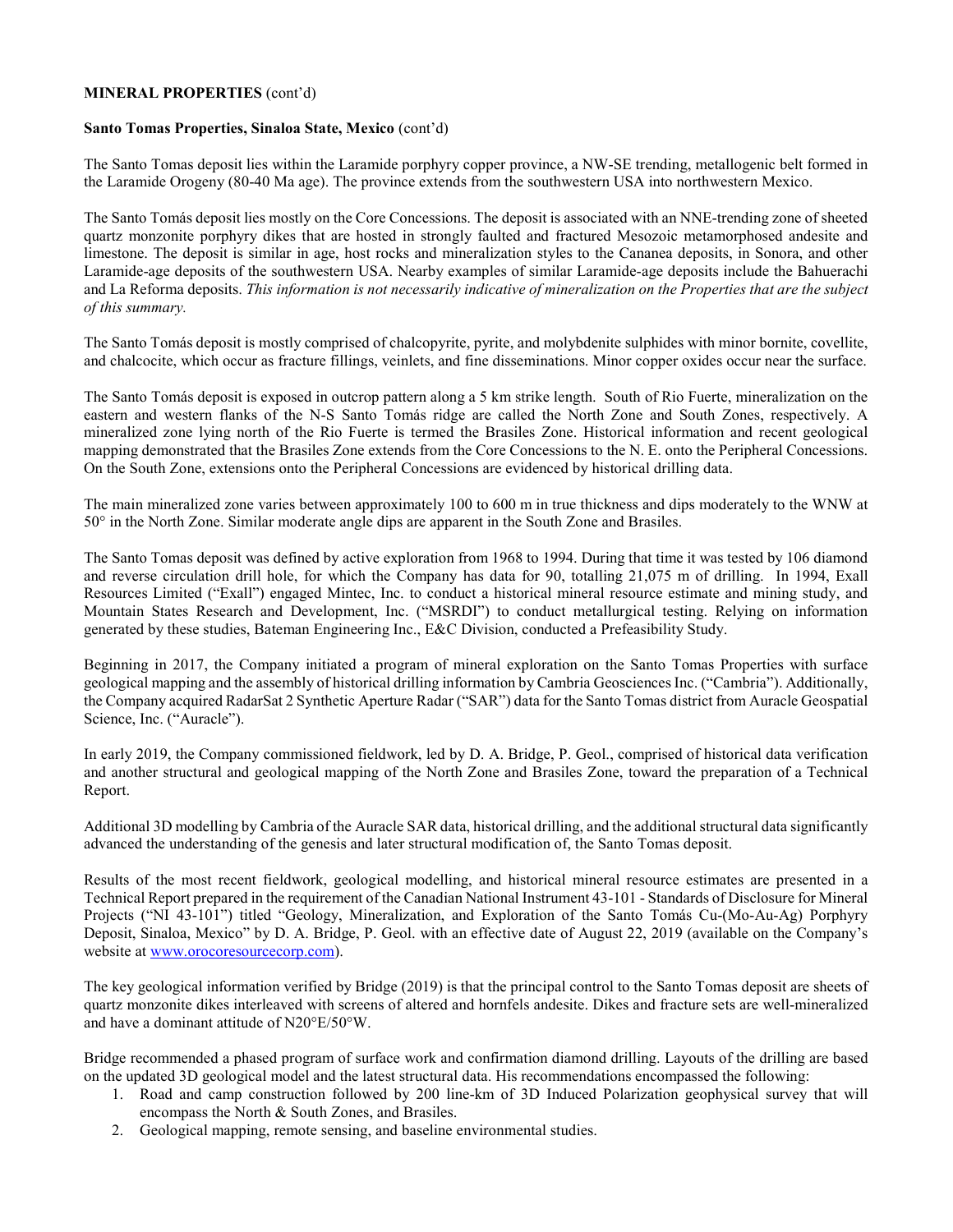**MINERAL PROPERTIES** (cont'd)

**Santo Tomas Properties, Sinaloa State, Mexico** (cont'd)

The Santo Tomas deposit lies within the Laramide porphyry copper province, a NW-SE trending, metallogenic belt formed in the Laramide Orogeny (80-40 Ma age). The province extends from the southwestern USA into northwestern Mexico.

The Santo Tomás deposit lies mostly on the Core Concessions. The deposit is associated with an NNE-trending zone of sheeted quartz monzonite porphyry dikes that are hosted in strongly faulted and fractured Mesozoic metamorphosed andesite and limestone. The deposit is similar in age, host rocks and mineralization styles to the Cananea deposits, in Sonora, and other Laramide-age deposits of the southwestern USA. Nearby examples of similar Laramide-age deposits include the Bahuerachi and La Reforma deposits. *This information is not necessarily indicative of mineralization on the Properties that are the subject of this summary.*

The Santo Tomás deposit is mostly comprised of chalcopyrite, pyrite, and molybdenite sulphides with minor bornite, covellite, and chalcocite, which occur as fracture fillings, veinlets, and fine disseminations. Minor copper oxides occur near the surface.

The Santo Tomás deposit is exposed in outcrop pattern along a 5 km strike length. South of Rio Fuerte, mineralization on the eastern and western flanks of the N-S Santo Tomás ridge are called the North Zone and South Zones, respectively. A mineralized zone lying north of the Rio Fuerte is termed the Brasiles Zone. Historical information and recent geological mapping demonstrated that the Brasiles Zone extends from the Core Concessions to the N. E. onto the Peripheral Concessions. On the South Zone, extensions onto the Peripheral Concessions are evidenced by historical drilling data.

The main mineralized zone varies between approximately 100 to 600 m in true thickness and dips moderately to the WNW at 50° in the North Zone. Similar moderate angle dips are apparent in the South Zone and Brasiles.

The Santo Tomas deposit was defined by active exploration from 1968 to 1994. During that time it was tested by 106 diamond and reverse circulation drill hole, for which the Company has data for 90, totalling 21,075 m of drilling. In 1994, Exall Resources Limited ("Exall") engaged Mintec, Inc. to conduct a historical mineral resource estimate and mining study, and Mountain States Research and Development, Inc. ("MSRDI") to conduct metallurgical testing. Relying on information generated by these studies, Bateman Engineering Inc., E&C Division, conducted a Prefeasibility Study.

Beginning in 2017, the Company initiated a program of mineral exploration on the Santo Tomas Properties with surface geological mapping and the assembly of historical drilling information by Cambria Geosciences Inc. ("Cambria"). Additionally, the Company acquired RadarSat 2 Synthetic Aperture Radar ("SAR") data for the Santo Tomas district from Auracle Geospatial Science, Inc. ("Auracle").

In early 2019, the Company commissioned fieldwork, led by D. A. Bridge, P. Geol., comprised of historical data verification and another structural and geological mapping of the North Zone and Brasiles Zone, toward the preparation of a Technical Report.

Additional 3D modelling by Cambria of the Auracle SAR data, historical drilling, and the additional structural data significantly advanced the understanding of the genesis and later structural modification of, the Santo Tomas deposit.

Results of the most recent fieldwork, geological modelling, and historical mineral resource estimates are presented in a Technical Report prepared in the requirement of the Canadian National Instrument 43-101 - Standards of Disclosure for Mineral Projects ("NI 43-101") titled "Geology, Mineralization, and Exploration of the Santo Tomás Cu-(Mo-Au-Ag) Porphyry Deposit, Sinaloa, Mexico" by D. A. Bridge, P. Geol. with an effective date of August 22, 2019 (available on the Company's website at [www.orocoresourcecorp.com](www.orocoresourcecorp.com)).

The key geological information verified by Bridge (2019) is that the principal control to the Santo Tomas deposit are sheets of quartz monzonite dikes interleaved with screens of altered and hornfels andesite. Dikes and fracture sets are well-mineralized and have a dominant attitude of N20°E/50°W.

Bridge recommended a phased program of surface work and confirmation diamond drilling. Layouts of the drilling are based on the updated 3D geological model and the latest structural data. His recommendations encompassed the following:

1. Road and camp construction followed by 200 line-km of 3D Induced Polarization geophysical survey that will encompass the North & South Zones, and Brasiles.
2. Geological mapping, remote sensing, and baseline environmental studies.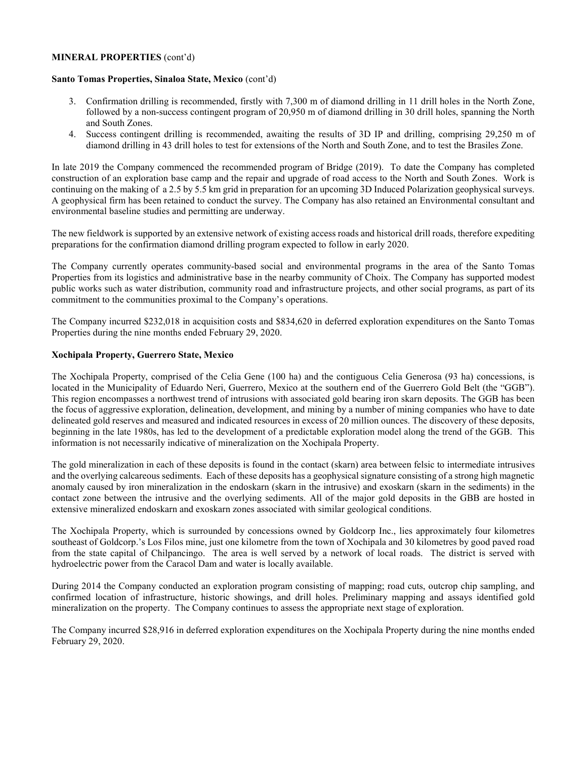**MINERAL PROPERTIES** (cont'd)

**Santo Tomas Properties, Sinaloa State, Mexico** (cont'd)

3. Confirmation drilling is recommended, firstly with 7,300 m of diamond drilling in 11 drill holes in the North Zone, followed by a non-success contingent program of 20,950 m of diamond drilling in 30 drill holes, spanning the North and South Zones.
4. Success contingent drilling is recommended, awaiting the results of 3D IP and drilling, comprising 29,250 m of diamond drilling in 43 drill holes to test for extensions of the North and South Zone, and to test the Brasiles Zone.

In late 2019 the Company commenced the recommended program of Bridge (2019). To date the Company has completed construction of an exploration base camp and the repair and upgrade of road access to the North and South Zones. Work is continuing on the making of a 2.5 by 5.5 km grid in preparation for an upcoming 3D Induced Polarization geophysical surveys. A geophysical firm has been retained to conduct the survey. The Company has also retained an Environmental consultant and environmental baseline studies and permitting are underway.

The new fieldwork is supported by an extensive network of existing access roads and historical drill roads, therefore expediting preparations for the confirmation diamond drilling program expected to follow in early 2020.

The Company currently operates community-based social and environmental programs in the area of the Santo Tomas Properties from its logistics and administrative base in the nearby community of Choix. The Company has supported modest public works such as water distribution, community road and infrastructure projects, and other social programs, as part of its commitment to the communities proximal to the Company's operations.

The Company incurred $232,018 in acquisition costs and $834,620 in deferred exploration expenditures on the Santo Tomas Properties during the nine months ended February 29, 2020.

**Xochipala Property, Guerrero State, Mexico**

The Xochipala Property, comprised of the Celia Gene (100 ha) and the contiguous Celia Generosa (93 ha) concessions, is located in the Municipality of Eduardo Neri, Guerrero, Mexico at the southern end of the Guerrero Gold Belt (the "GGB"). This region encompasses a northwest trend of intrusions with associated gold bearing iron skarn deposits. The GGB has been the focus of aggressive exploration, delineation, development, and mining by a number of mining companies who have to date delineated gold reserves and measured and indicated resources in excess of 20 million ounces. The discovery of these deposits, beginning in the late 1980s, has led to the development of a predictable exploration model along the trend of the GGB. This information is not necessarily indicative of mineralization on the Xochipala Property.

The gold mineralization in each of these deposits is found in the contact (skarn) area between felsic to intermediate intrusives and the overlying calcareous sediments. Each of these deposits has a geophysical signature consisting of a strong high magnetic anomaly caused by iron mineralization in the endoskarn (skarn in the intrusive) and exoskarn (skarn in the sediments) in the contact zone between the intrusive and the overlying sediments. All of the major gold deposits in the GBB are hosted in extensive mineralized endoskarn and exoskarn zones associated with similar geological conditions.

The Xochipala Property, which is surrounded by concessions owned by Goldcorp Inc., lies approximately four kilometres southeast of Goldcorp.'s Los Filos mine, just one kilometre from the town of Xochipala and 30 kilometres by good paved road from the state capital of Chilpancingo. The area is well served by a network of local roads. The district is served with hydroelectric power from the Caracol Dam and water is locally available.

During 2014 the Company conducted an exploration program consisting of mapping; road cuts, outcrop chip sampling, and confirmed location of infrastructure, historic showings, and drill holes. Preliminary mapping and assays identified gold mineralization on the property. The Company continues to assess the appropriate next stage of exploration.

The Company incurred $28,916 in deferred exploration expenditures on the Xochipala Property during the nine months ended February 29, 2020.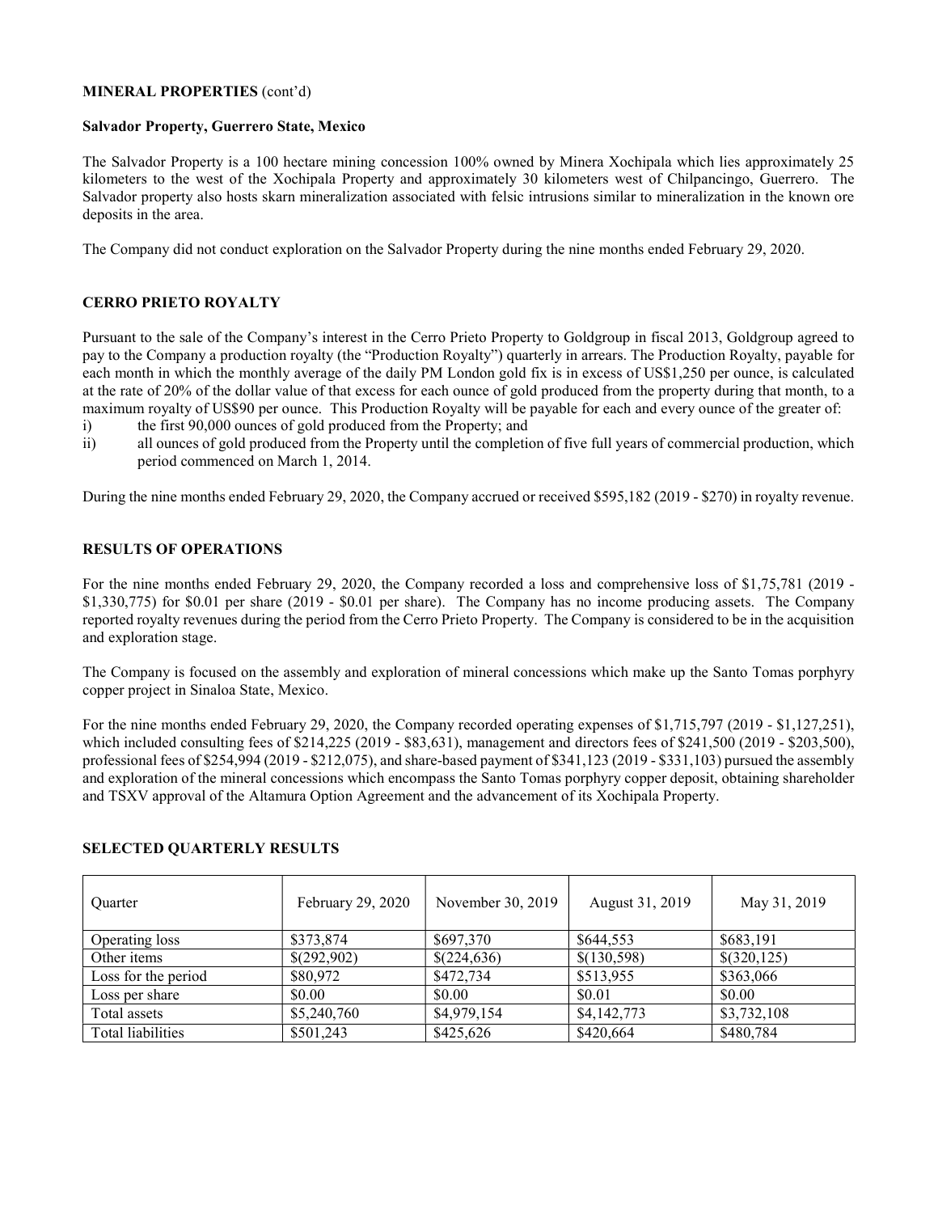**MINERAL PROPERTIES** (cont'd)

**Salvador Property, Guerrero State, Mexico**

The Salvador Property is a 100 hectare mining concession 100% owned by Minera Xochipala which lies approximately 25 kilometers to the west of the Xochipala Property and approximately 30 kilometers west of Chilpancingo, Guerrero. The Salvador property also hosts skarn mineralization associated with felsic intrusions similar to mineralization in the known ore deposits in the area.

The Company did not conduct exploration on the Salvador Property during the nine months ended February 29, 2020.

## CERRO PRIETO ROYALTY

Pursuant to the sale of the Company's interest in the Cerro Prieto Property to Goldgroup in fiscal 2013, Goldgroup agreed to pay to the Company a production royalty (the "Production Royalty") quarterly in arrears. The Production Royalty, payable for each month in which the monthly average of the daily PM London gold fix is in excess of US$1,250 per ounce, is calculated at the rate of 20% of the dollar value of that excess for each ounce of gold produced from the property during that month, to a maximum royalty of US$90 per ounce. This Production Royalty will be payable for each and every ounce of the greater of:

i) the first 90,000 ounces of gold produced from the Property; and
ii) all ounces of gold produced from the Property until the completion of five full years of commercial production, which period commenced on March 1, 2014.

During the nine months ended February 29, 2020, the Company accrued or received $595,182 (2019 - $270) in royalty revenue.

## RESULTS OF OPERATIONS

For the nine months ended February 29, 2020, the Company recorded a loss and comprehensive loss of $1,75,781 (2019 - $1,330,775) for $0.01 per share (2019 - $0.01 per share). The Company has no income producing assets. The Company reported royalty revenues during the period from the Cerro Prieto Property. The Company is considered to be in the acquisition and exploration stage.

The Company is focused on the assembly and exploration of mineral concessions which make up the Santo Tomas porphyry copper project in Sinaloa State, Mexico.

For the nine months ended February 29, 2020, the Company recorded operating expenses of $1,715,797 (2019 - $1,127,251), which included consulting fees of $214,225 (2019 - $83,631), management and directors fees of $241,500 (2019 - $203,500), professional fees of $254,994 (2019 - $212,075), and share-based payment of $341,123 (2019 - $331,103) pursued the assembly and exploration of the mineral concessions which encompass the Santo Tomas porphyry copper deposit, obtaining shareholder and TSXV approval of the Altamura Option Agreement and the advancement of its Xochipala Property.

## SELECTED QUARTERLY RESULTS

| Quarter | February 29, 2020 | November 30, 2019 | August 31, 2019 | May 31, 2019 |
|---|---|---|---|---|
| Operating loss | $373,874 | $697,370 | $644,553 | $683,191 |
| Other items | $(292,902) | $(224,636) | $(130,598) | $(320,125) |
| Loss for the period | $80,972 | $472,734 | $513,955 | $363,066 |
| Loss per share | $0.00 | $0.00 | $0.01 | $0.00 |
| Total assets | $5,240,760 | $4,979,154 | $4,142,773 | $3,732,108 |
| Total liabilities | $501,243 | $425,626 | $420,664 | $480,784 |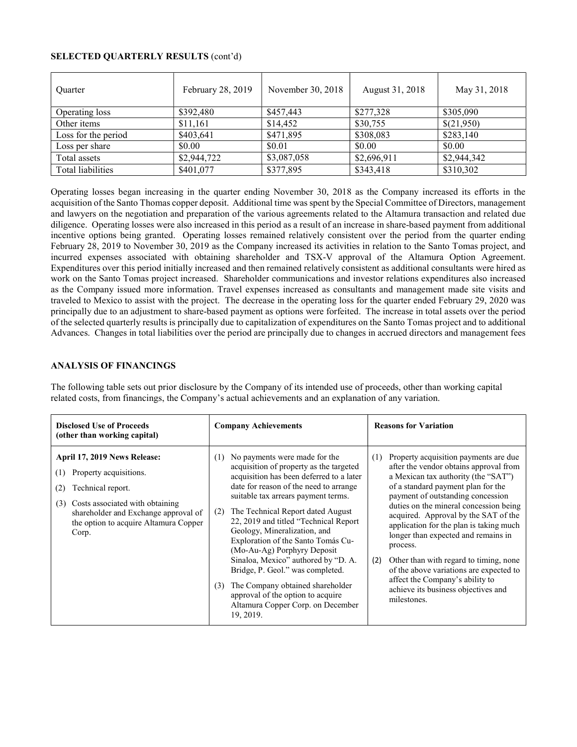**SELECTED QUARTERLY RESULTS** (cont'd)

| Quarter | February 28, 2019 | November 30, 2018 | August 31, 2018 | May 31, 2018 |
|---|---|---|---|---|
| Operating loss | $392,480 | $457,443 | $277,328 | $305,090 |
| Other items | $11,161 | $14,452 | $30,755 | $(21,950) |
| Loss for the period | $403,641 | $471,895 | $308,083 | $283,140 |
| Loss per share | $0.00 | $0.01 | $0.00 | $0.00 |
| Total assets | $2,944,722 | $3,087,058 | $2,696,911 | $2,944,342 |
| Total liabilities | $401,077 | $377,895 | $343,418 | $310,302 |

Operating losses began increasing in the quarter ending November 30, 2018 as the Company increased its efforts in the acquisition of the Santo Thomas copper deposit. Additional time was spent by the Special Committee of Directors, management and lawyers on the negotiation and preparation of the various agreements related to the Altamura transaction and related due diligence. Operating losses were also increased in this period as a result of an increase in share-based payment from additional incentive options being granted. Operating losses remained relatively consistent over the period from the quarter ending February 28, 2019 to November 30, 2019 as the Company increased its activities in relation to the Santo Tomas project, and incurred expenses associated with obtaining shareholder and TSX-V approval of the Altamura Option Agreement. Expenditures over this period initially increased and then remained relatively consistent as additional consultants were hired as work on the Santo Tomas project increased. Shareholder communications and investor relations expenditures also increased as the Company issued more information. Travel expenses increased as consultants and management made site visits and traveled to Mexico to assist with the project. The decrease in the operating loss for the quarter ended February 29, 2020 was principally due to an adjustment to share-based payment as options were forfeited. The increase in total assets over the period of the selected quarterly results is principally due to capitalization of expenditures on the Santo Tomas project and to additional Advances. Changes in total liabilities over the period are principally due to changes in accrued directors and management fees

**ANALYSIS OF FINANCINGS**

The following table sets out prior disclosure by the Company of its intended use of proceeds, other than working capital related costs, from financings, the Company's actual achievements and an explanation of any variation.

| **Disclosed Use of Proceeds (other than working capital)** | **Company Achievements** | **Reasons for Variation** |
|---|---|---|
| **April 17, 2019 News Release:**<br>(1) Property acquisitions.<br>(2) Technical report.<br>(3) Costs associated with obtaining shareholder and Exchange approval of the option to acquire Altamura Copper Corp. | (1) No payments were made for the acquisition of property as the targeted acquisition has been deferred to a later date for reason of the need to arrange suitable tax arrears payment terms.<br>(2) The Technical Report dated August 22, 2019 and titled "Technical Report Geology, Mineralization, and Exploration of the Santo Tomás Cu-(Mo-Au-Ag) Porphyry Deposit Sinaloa, Mexico" authored by "D. A. Bridge, P. Geol." was completed.<br>(3) The Company obtained shareholder approval of the option to acquire Altamura Copper Corp. on December 19, 2019. | (1) Property acquisition payments are due after the vendor obtains approval from a Mexican tax authority (the "SAT") of a standard payment plan for the payment of outstanding concession duties on the mineral concession being acquired. Approval by the SAT of the application for the plan is taking much longer than expected and remains in process.<br>(2) Other than with regard to timing, none of the above variations are expected to affect the Company's ability to achieve its business objectives and milestones. |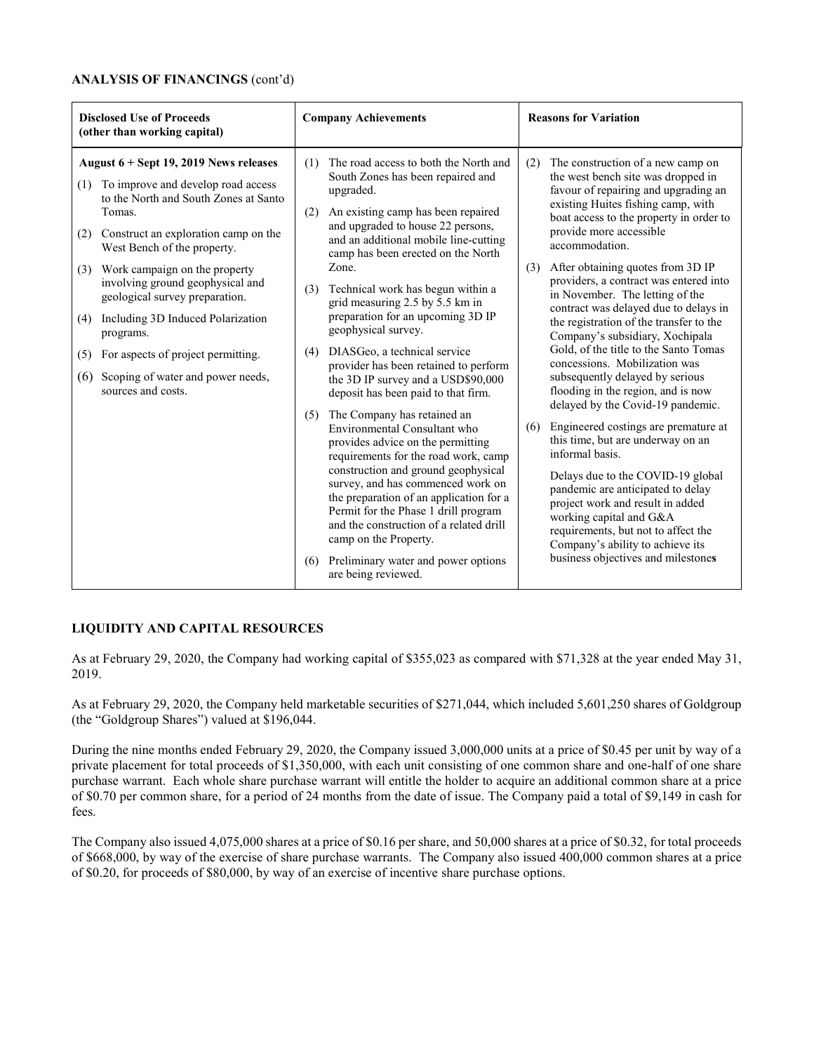**ANALYSIS OF FINANCINGS** (cont'd)

| **Disclosed Use of Proceeds (other than working capital)** | **Company Achievements** | **Reasons for Variation** |
|---|---|---|
| **August 6 + Sept 19, 2019 News releases**<br>(1) To improve and develop road access to the North and South Zones at Santo Tomas.<br>(2) Construct an exploration camp on the West Bench of the property.<br>(3) Work campaign on the property involving ground geophysical and geological survey preparation.<br>(4) Including 3D Induced Polarization programs.<br>(5) For aspects of project permitting.<br>(6) Scoping of water and power needs, sources and costs. | (1) The road access to both the North and South Zones has been repaired and upgraded.<br>(2) An existing camp has been repaired and upgraded to house 22 persons, and an additional mobile line-cutting camp has been erected on the North Zone.<br>(3) Technical work has begun within a grid measuring 2.5 by 5.5 km in preparation for an upcoming 3D IP geophysical survey.<br>(4) DIASGeo, a technical service provider has been retained to perform the 3D IP survey and a USD$90,000 deposit has been paid to that firm.<br>(5) The Company has retained an Environmental Consultant who provides advice on the permitting requirements for the road work, camp construction and ground geophysical survey, and has commenced work on the preparation of an application for a Permit for the Phase 1 drill program and the construction of a related drill camp on the Property.<br>(6) Preliminary water and power options are being reviewed. | (2) The construction of a new camp on the west bench site was dropped in favour of repairing and upgrading an existing Huites fishing camp, with boat access to the property in order to provide more accessible accommodation.<br>(3) After obtaining quotes from 3D IP providers, a contract was entered into in November. The letting of the contract was delayed due to delays in the registration of the transfer to the Company's subsidiary, Xochipala Gold, of the title to the Santo Tomas concessions. Mobilization was subsequently delayed by serious flooding in the region, and is now delayed by the Covid-19 pandemic.<br>(6) Engineered costings are premature at this time, but are underway on an informal basis.<br>Delays due to the COVID-19 global pandemic are anticipated to delay project work and result in added working capital and G&A requirements, but not to affect the Company's ability to achieve its business objectives and milestones |

## LIQUIDITY AND CAPITAL RESOURCES

As at February 29, 2020, the Company had working capital of $355,023 as compared with $71,328 at the year ended May 31, 2019.

As at February 29, 2020, the Company held marketable securities of $271,044, which included 5,601,250 shares of Goldgroup (the "Goldgroup Shares") valued at $196,044.

During the nine months ended February 29, 2020, the Company issued 3,000,000 units at a price of $0.45 per unit by way of a private placement for total proceeds of $1,350,000, with each unit consisting of one common share and one-half of one share purchase warrant. Each whole share purchase warrant will entitle the holder to acquire an additional common share at a price of $0.70 per common share, for a period of 24 months from the date of issue. The Company paid a total of $9,149 in cash for fees.

The Company also issued 4,075,000 shares at a price of $0.16 per share, and 50,000 shares at a price of $0.32, for total proceeds of $668,000, by way of the exercise of share purchase warrants. The Company also issued 400,000 common shares at a price of $0.20, for proceeds of $80,000, by way of an exercise of incentive share purchase options.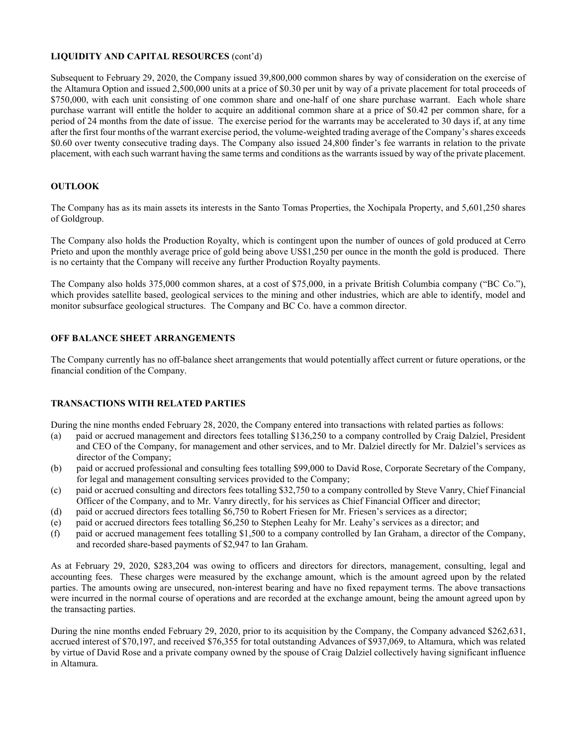## LIQUIDITY AND CAPITAL RESOURCES (cont'd)

Subsequent to February 29, 2020, the Company issued 39,800,000 common shares by way of consideration on the exercise of the Altamura Option and issued 2,500,000 units at a price of $0.30 per unit by way of a private placement for total proceeds of $750,000, with each unit consisting of one common share and one-half of one share purchase warrant. Each whole share purchase warrant will entitle the holder to acquire an additional common share at a price of $0.42 per common share, for a period of 24 months from the date of issue. The exercise period for the warrants may be accelerated to 30 days if, at any time after the first four months of the warrant exercise period, the volume-weighted trading average of the Company's shares exceeds $0.60 over twenty consecutive trading days. The Company also issued 24,800 finder's fee warrants in relation to the private placement, with each such warrant having the same terms and conditions as the warrants issued by way of the private placement.

## OUTLOOK

The Company has as its main assets its interests in the Santo Tomas Properties, the Xochipala Property, and 5,601,250 shares of Goldgroup.

The Company also holds the Production Royalty, which is contingent upon the number of ounces of gold produced at Cerro Prieto and upon the monthly average price of gold being above US$1,250 per ounce in the month the gold is produced. There is no certainty that the Company will receive any further Production Royalty payments.

The Company also holds 375,000 common shares, at a cost of $75,000, in a private British Columbia company ("BC Co."), which provides satellite based, geological services to the mining and other industries, which are able to identify, model and monitor subsurface geological structures. The Company and BC Co. have a common director.

## OFF BALANCE SHEET ARRANGEMENTS

The Company currently has no off-balance sheet arrangements that would potentially affect current or future operations, or the financial condition of the Company.

## TRANSACTIONS WITH RELATED PARTIES

During the nine months ended February 28, 2020, the Company entered into transactions with related parties as follows:

(a) paid or accrued management and directors fees totalling $136,250 to a company controlled by Craig Dalziel, President and CEO of the Company, for management and other services, and to Mr. Dalziel directly for Mr. Dalziel's services as director of the Company;
(b) paid or accrued professional and consulting fees totalling $99,000 to David Rose, Corporate Secretary of the Company, for legal and management consulting services provided to the Company;
(c) paid or accrued consulting and directors fees totalling $32,750 to a company controlled by Steve Vanry, Chief Financial Officer of the Company, and to Mr. Vanry directly, for his services as Chief Financial Officer and director;
(d) paid or accrued directors fees totalling $6,750 to Robert Friesen for Mr. Friesen's services as a director;
(e) paid or accrued directors fees totalling $6,250 to Stephen Leahy for Mr. Leahy's services as a director; and
(f) paid or accrued management fees totalling $1,500 to a company controlled by Ian Graham, a director of the Company, and recorded share-based payments of $2,947 to Ian Graham.

As at February 29, 2020, $283,204 was owing to officers and directors for directors, management, consulting, legal and accounting fees. These charges were measured by the exchange amount, which is the amount agreed upon by the related parties. The amounts owing are unsecured, non-interest bearing and have no fixed repayment terms. The above transactions were incurred in the normal course of operations and are recorded at the exchange amount, being the amount agreed upon by the transacting parties.

During the nine months ended February 29, 2020, prior to its acquisition by the Company, the Company advanced $262,631, accrued interest of $70,197, and received $76,355 for total outstanding Advances of $937,069, to Altamura, which was related by virtue of David Rose and a private company owned by the spouse of Craig Dalziel collectively having significant influence in Altamura.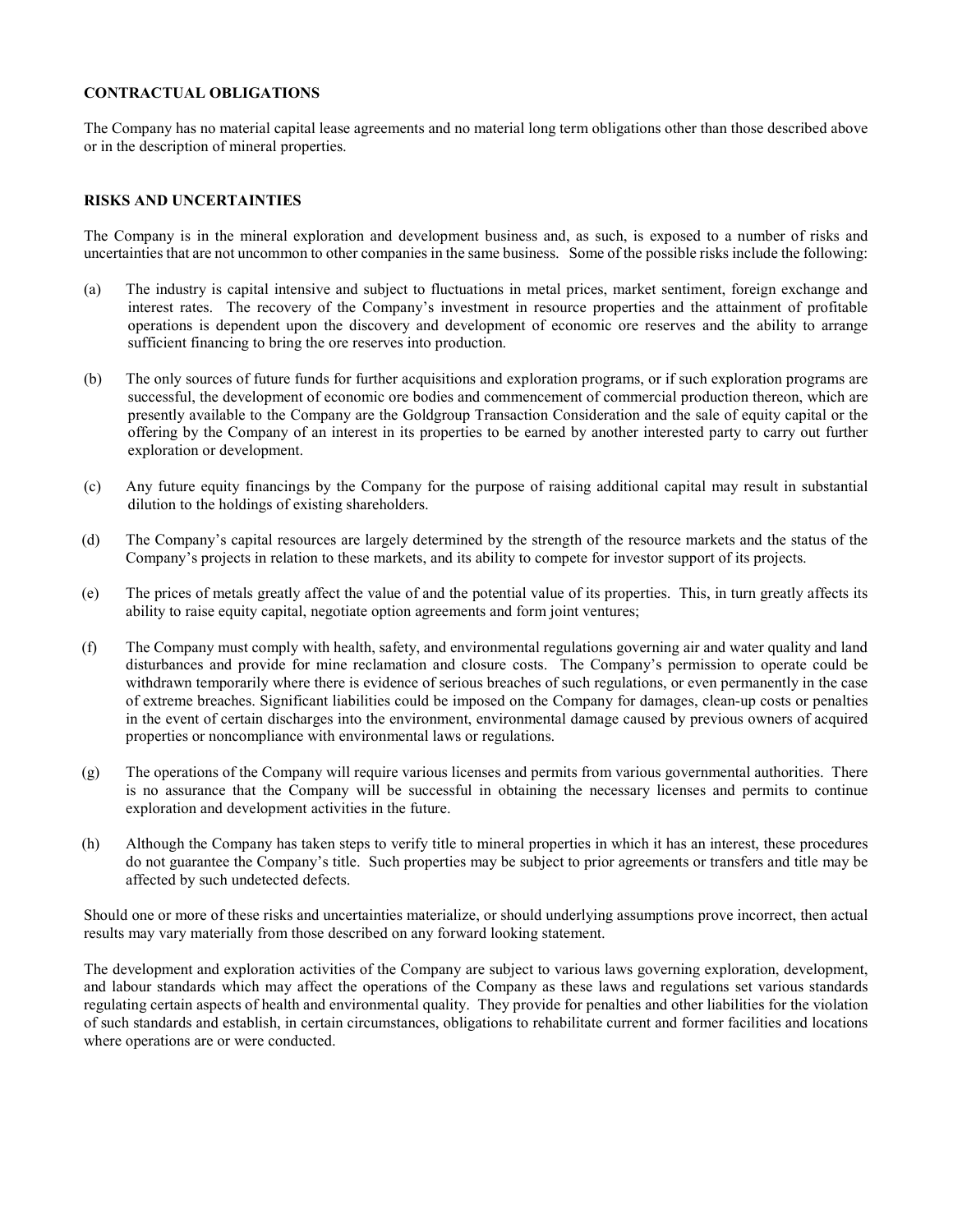## CONTRACTUAL OBLIGATIONS

The Company has no material capital lease agreements and no material long term obligations other than those described above or in the description of mineral properties.

## RISKS AND UNCERTAINTIES

The Company is in the mineral exploration and development business and, as such, is exposed to a number of risks and uncertainties that are not uncommon to other companies in the same business. Some of the possible risks include the following:

(a) The industry is capital intensive and subject to fluctuations in metal prices, market sentiment, foreign exchange and interest rates. The recovery of the Company's investment in resource properties and the attainment of profitable operations is dependent upon the discovery and development of economic ore reserves and the ability to arrange sufficient financing to bring the ore reserves into production.

(b) The only sources of future funds for further acquisitions and exploration programs, or if such exploration programs are successful, the development of economic ore bodies and commencement of commercial production thereon, which are presently available to the Company are the Goldgroup Transaction Consideration and the sale of equity capital or the offering by the Company of an interest in its properties to be earned by another interested party to carry out further exploration or development.

(c) Any future equity financings by the Company for the purpose of raising additional capital may result in substantial dilution to the holdings of existing shareholders.

(d) The Company's capital resources are largely determined by the strength of the resource markets and the status of the Company's projects in relation to these markets, and its ability to compete for investor support of its projects.

(e) The prices of metals greatly affect the value of and the potential value of its properties. This, in turn greatly affects its ability to raise equity capital, negotiate option agreements and form joint ventures;

(f) The Company must comply with health, safety, and environmental regulations governing air and water quality and land disturbances and provide for mine reclamation and closure costs. The Company's permission to operate could be withdrawn temporarily where there is evidence of serious breaches of such regulations, or even permanently in the case of extreme breaches. Significant liabilities could be imposed on the Company for damages, clean-up costs or penalties in the event of certain discharges into the environment, environmental damage caused by previous owners of acquired properties or noncompliance with environmental laws or regulations.

(g) The operations of the Company will require various licenses and permits from various governmental authorities. There is no assurance that the Company will be successful in obtaining the necessary licenses and permits to continue exploration and development activities in the future.

(h) Although the Company has taken steps to verify title to mineral properties in which it has an interest, these procedures do not guarantee the Company's title. Such properties may be subject to prior agreements or transfers and title may be affected by such undetected defects.

Should one or more of these risks and uncertainties materialize, or should underlying assumptions prove incorrect, then actual results may vary materially from those described on any forward looking statement.

The development and exploration activities of the Company are subject to various laws governing exploration, development, and labour standards which may affect the operations of the Company as these laws and regulations set various standards regulating certain aspects of health and environmental quality. They provide for penalties and other liabilities for the violation of such standards and establish, in certain circumstances, obligations to rehabilitate current and former facilities and locations where operations are or were conducted.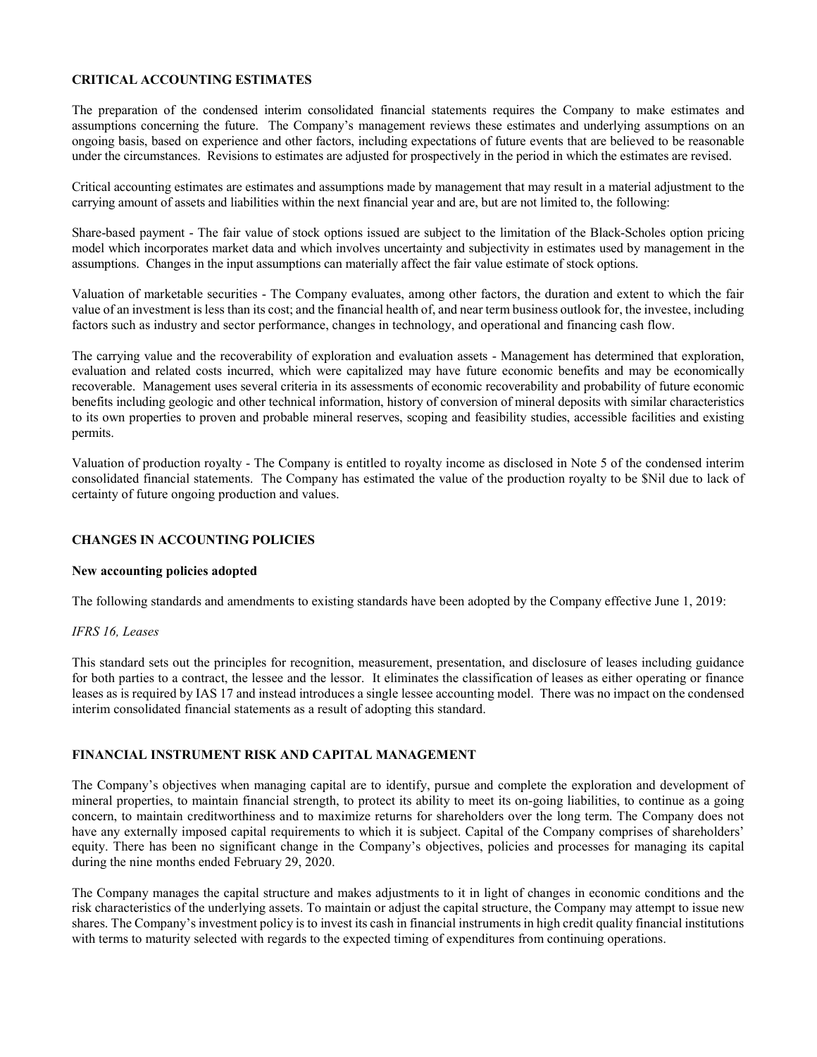## CRITICAL ACCOUNTING ESTIMATES

The preparation of the condensed interim consolidated financial statements requires the Company to make estimates and assumptions concerning the future. The Company's management reviews these estimates and underlying assumptions on an ongoing basis, based on experience and other factors, including expectations of future events that are believed to be reasonable under the circumstances. Revisions to estimates are adjusted for prospectively in the period in which the estimates are revised.

Critical accounting estimates are estimates and assumptions made by management that may result in a material adjustment to the carrying amount of assets and liabilities within the next financial year and are, but are not limited to, the following:

Share-based payment - The fair value of stock options issued are subject to the limitation of the Black-Scholes option pricing model which incorporates market data and which involves uncertainty and subjectivity in estimates used by management in the assumptions. Changes in the input assumptions can materially affect the fair value estimate of stock options.

Valuation of marketable securities - The Company evaluates, among other factors, the duration and extent to which the fair value of an investment is less than its cost; and the financial health of, and near term business outlook for, the investee, including factors such as industry and sector performance, changes in technology, and operational and financing cash flow.

The carrying value and the recoverability of exploration and evaluation assets - Management has determined that exploration, evaluation and related costs incurred, which were capitalized may have future economic benefits and may be economically recoverable. Management uses several criteria in its assessments of economic recoverability and probability of future economic benefits including geologic and other technical information, history of conversion of mineral deposits with similar characteristics to its own properties to proven and probable mineral reserves, scoping and feasibility studies, accessible facilities and existing permits.

Valuation of production royalty - The Company is entitled to royalty income as disclosed in Note 5 of the condensed interim consolidated financial statements. The Company has estimated the value of the production royalty to be $Nil due to lack of certainty of future ongoing production and values.

## CHANGES IN ACCOUNTING POLICIES

### New accounting policies adopted

The following standards and amendments to existing standards have been adopted by the Company effective June 1, 2019:

*IFRS 16, Leases*

This standard sets out the principles for recognition, measurement, presentation, and disclosure of leases including guidance for both parties to a contract, the lessee and the lessor. It eliminates the classification of leases as either operating or finance leases as is required by IAS 17 and instead introduces a single lessee accounting model. There was no impact on the condensed interim consolidated financial statements as a result of adopting this standard.

## FINANCIAL INSTRUMENT RISK AND CAPITAL MANAGEMENT

The Company's objectives when managing capital are to identify, pursue and complete the exploration and development of mineral properties, to maintain financial strength, to protect its ability to meet its on-going liabilities, to continue as a going concern, to maintain creditworthiness and to maximize returns for shareholders over the long term. The Company does not have any externally imposed capital requirements to which it is subject. Capital of the Company comprises of shareholders' equity. There has been no significant change in the Company's objectives, policies and processes for managing its capital during the nine months ended February 29, 2020.

The Company manages the capital structure and makes adjustments to it in light of changes in economic conditions and the risk characteristics of the underlying assets. To maintain or adjust the capital structure, the Company may attempt to issue new shares. The Company's investment policy is to invest its cash in financial instruments in high credit quality financial institutions with terms to maturity selected with regards to the expected timing of expenditures from continuing operations.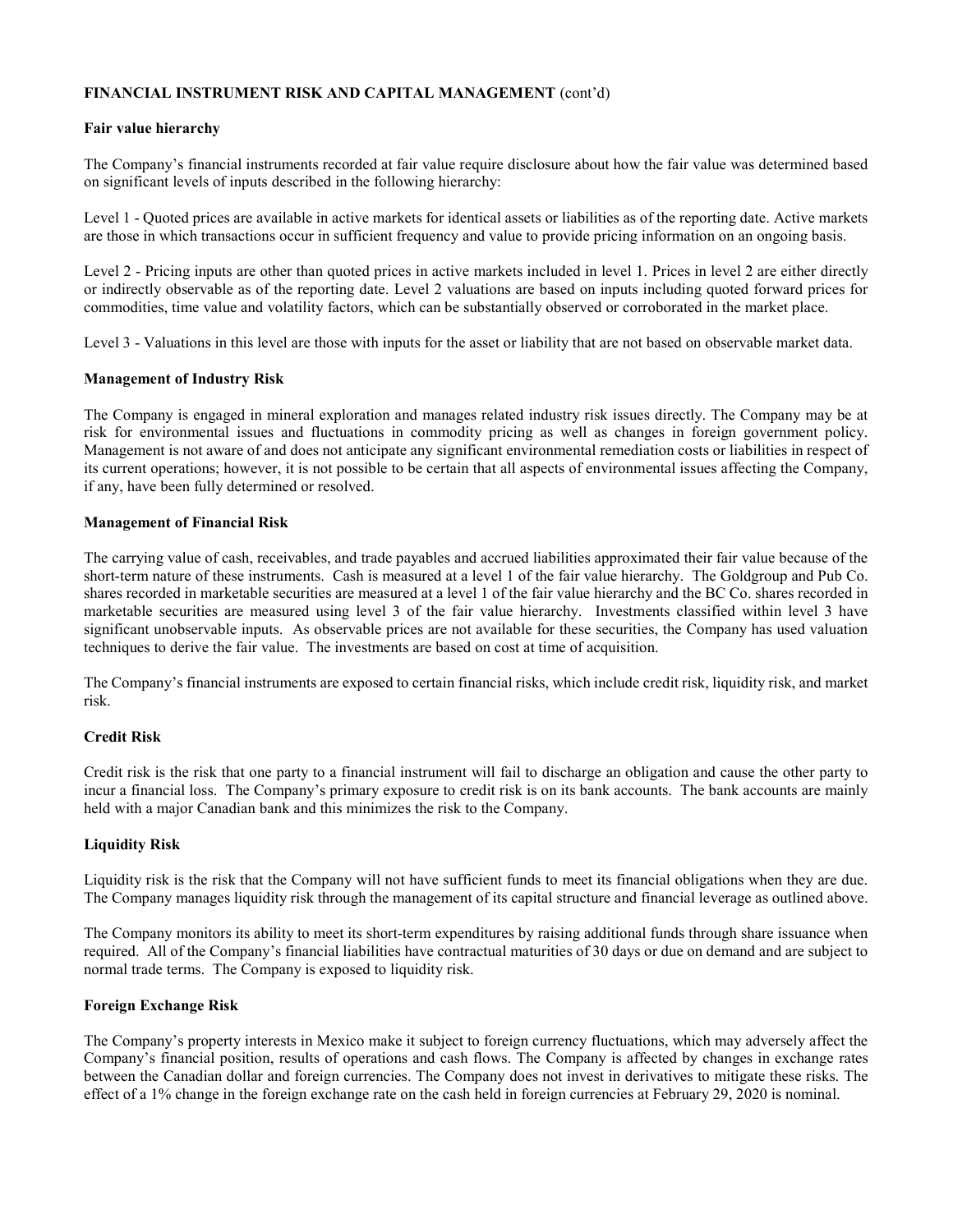**FINANCIAL INSTRUMENT RISK AND CAPITAL MANAGEMENT** (cont'd)

**Fair value hierarchy**

The Company's financial instruments recorded at fair value require disclosure about how the fair value was determined based on significant levels of inputs described in the following hierarchy:

Level 1 - Quoted prices are available in active markets for identical assets or liabilities as of the reporting date. Active markets are those in which transactions occur in sufficient frequency and value to provide pricing information on an ongoing basis.

Level 2 - Pricing inputs are other than quoted prices in active markets included in level 1. Prices in level 2 are either directly or indirectly observable as of the reporting date. Level 2 valuations are based on inputs including quoted forward prices for commodities, time value and volatility factors, which can be substantially observed or corroborated in the market place.

Level 3 - Valuations in this level are those with inputs for the asset or liability that are not based on observable market data.

**Management of Industry Risk**

The Company is engaged in mineral exploration and manages related industry risk issues directly. The Company may be at risk for environmental issues and fluctuations in commodity pricing as well as changes in foreign government policy. Management is not aware of and does not anticipate any significant environmental remediation costs or liabilities in respect of its current operations; however, it is not possible to be certain that all aspects of environmental issues affecting the Company, if any, have been fully determined or resolved.

**Management of Financial Risk**

The carrying value of cash, receivables, and trade payables and accrued liabilities approximated their fair value because of the short-term nature of these instruments. Cash is measured at a level 1 of the fair value hierarchy. The Goldgroup and Pub Co. shares recorded in marketable securities are measured at a level 1 of the fair value hierarchy and the BC Co. shares recorded in marketable securities are measured using level 3 of the fair value hierarchy. Investments classified within level 3 have significant unobservable inputs. As observable prices are not available for these securities, the Company has used valuation techniques to derive the fair value. The investments are based on cost at time of acquisition.

The Company's financial instruments are exposed to certain financial risks, which include credit risk, liquidity risk, and market risk.

**Credit Risk**

Credit risk is the risk that one party to a financial instrument will fail to discharge an obligation and cause the other party to incur a financial loss. The Company's primary exposure to credit risk is on its bank accounts. The bank accounts are mainly held with a major Canadian bank and this minimizes the risk to the Company.

**Liquidity Risk**

Liquidity risk is the risk that the Company will not have sufficient funds to meet its financial obligations when they are due. The Company manages liquidity risk through the management of its capital structure and financial leverage as outlined above.

The Company monitors its ability to meet its short-term expenditures by raising additional funds through share issuance when required. All of the Company's financial liabilities have contractual maturities of 30 days or due on demand and are subject to normal trade terms. The Company is exposed to liquidity risk.

**Foreign Exchange Risk**

The Company's property interests in Mexico make it subject to foreign currency fluctuations, which may adversely affect the Company's financial position, results of operations and cash flows. The Company is affected by changes in exchange rates between the Canadian dollar and foreign currencies. The Company does not invest in derivatives to mitigate these risks. The effect of a 1% change in the foreign exchange rate on the cash held in foreign currencies at February 29, 2020 is nominal.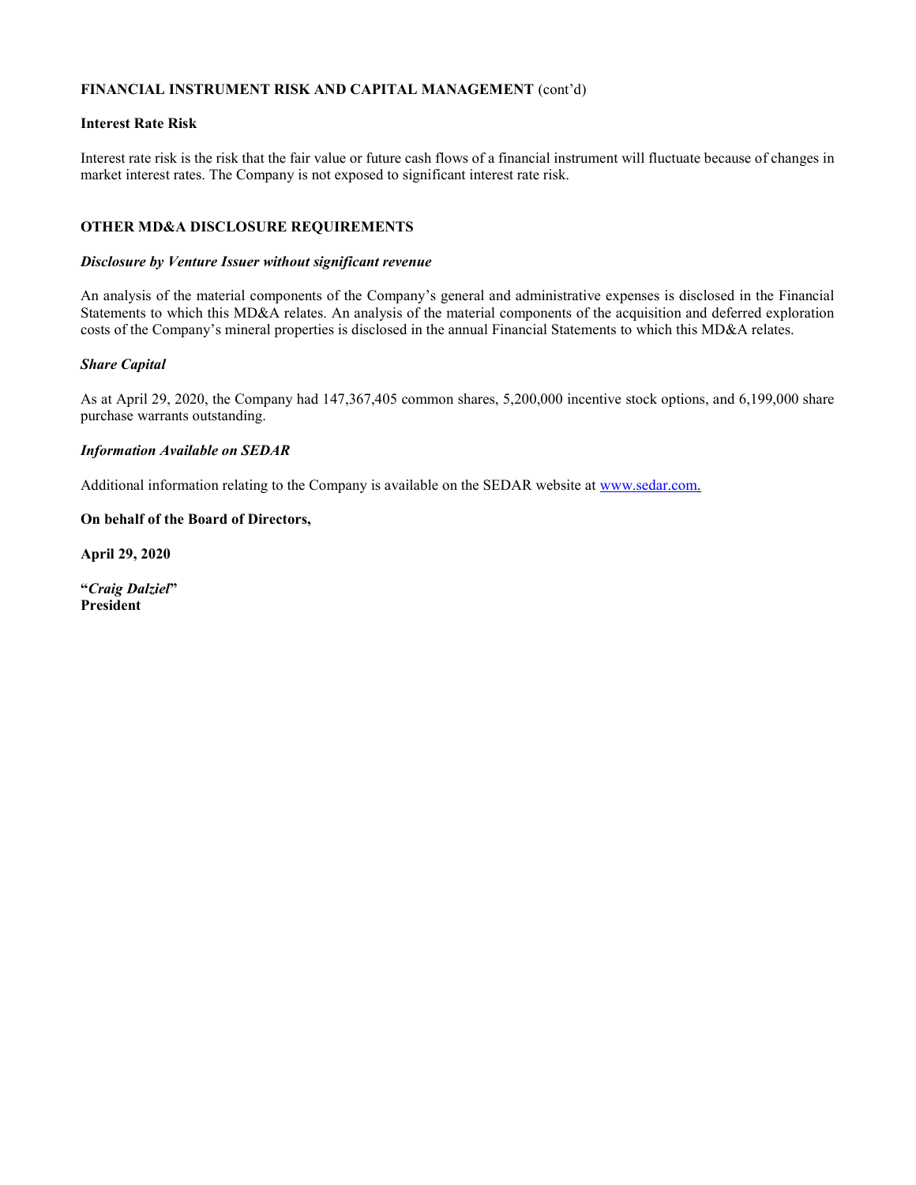## FINANCIAL INSTRUMENT RISK AND CAPITAL MANAGEMENT (cont'd)

### Interest Rate Risk

Interest rate risk is the risk that the fair value or future cash flows of a financial instrument will fluctuate because of changes in market interest rates. The Company is not exposed to significant interest rate risk.

## OTHER MD&A DISCLOSURE REQUIREMENTS

### *Disclosure by Venture Issuer without significant revenue*

An analysis of the material components of the Company's general and administrative expenses is disclosed in the Financial Statements to which this MD&A relates. An analysis of the material components of the acquisition and deferred exploration costs of the Company's mineral properties is disclosed in the annual Financial Statements to which this MD&A relates.

### *Share Capital*

As at April 29, 2020, the Company had 147,367,405 common shares, 5,200,000 incentive stock options, and 6,199,000 share purchase warrants outstanding.

### *Information Available on SEDAR*

Additional information relating to the Company is available on the SEDAR website at www.sedar.com.

**On behalf of the Board of Directors,**

**April 29, 2020**

**"*Craig Dalziel*"**
**President**